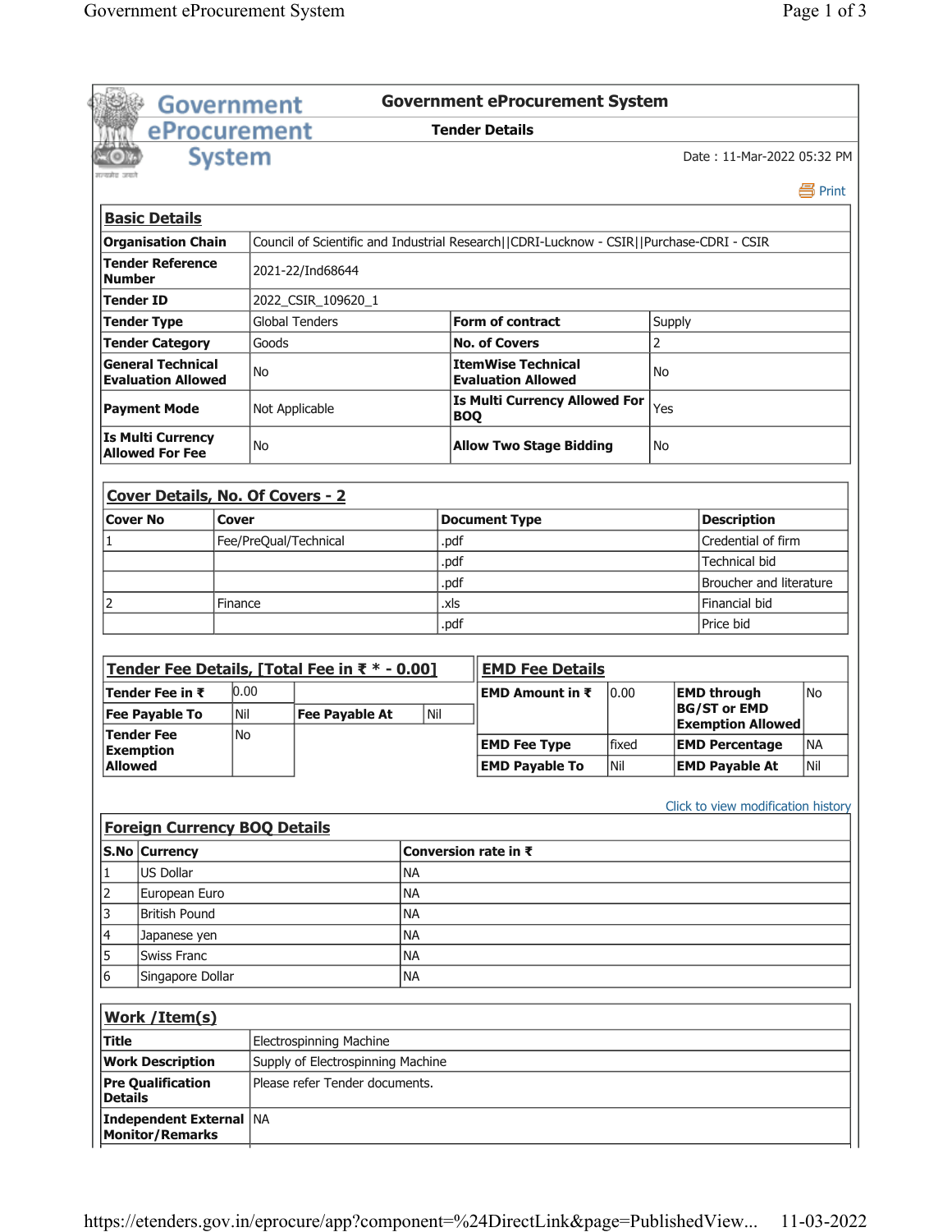# Government eProcurement System

## Tender Details

Date : 11-Mar-2022 05:32 PM

Print

### Basic Details

| | | | |
|---|---|---|---|
| **Organisation Chain** | Council of Scientific and Industrial Research\|\|CDRI-Lucknow - CSIR\|\|Purchase-CDRI - CSIR | | |
| **Tender Reference Number** | 2021-22/Ind68644 | | |
| **Tender ID** | 2022_CSIR_109620_1 | | |
| **Tender Type** | Global Tenders | **Form of contract** | Supply |
| **Tender Category** | Goods | **No. of Covers** | 2 |
| **General Technical Evaluation Allowed** | No | **ItemWise Technical Evaluation Allowed** | No |
| **Payment Mode** | Not Applicable | **Is Multi Currency Allowed For BOQ** | Yes |
| **Is Multi Currency Allowed For Fee** | No | **Allow Two Stage Bidding** | No |

### Cover Details, No. Of Covers - 2

| Cover No | Cover | Document Type | Description |
|---|---|---|---|
| 1 | Fee/PreQual/Technical | .pdf | Credential of firm |
| | | .pdf | Technical bid |
| | | .pdf | Broucher and literature |
| 2 | Finance | .xls | Financial bid |
| | | .pdf | Price bid |

### Tender Fee Details, [Total Fee in ₹ * - 0.00]

| | | | |
|---|---|---|---|
| **Tender Fee in ₹** | 0.00 | | |
| **Fee Payable To** | Nil | **Fee Payable At** | Nil |
| **Tender Fee Exemption Allowed** | No | | |

### EMD Fee Details

| | | | |
|---|---|---|---|
| **EMD Amount in ₹** | 0.00 | **EMD through BG/ST or EMD Exemption Allowed** | No |
| **EMD Fee Type** | fixed | **EMD Percentage** | NA |
| **EMD Payable To** | Nil | **EMD Payable At** | Nil |

Click to view modification history

### Foreign Currency BOQ Details

| S.No | Currency | Conversion rate in ₹ |
|---|---|---|
| 1 | US Dollar | NA |
| 2 | European Euro | NA |
| 3 | British Pound | NA |
| 4 | Japanese yen | NA |
| 5 | Swiss Franc | NA |
| 6 | Singapore Dollar | NA |

### Work /Item(s)

| | |
|---|---|
| **Title** | Electrospinning Machine |
| **Work Description** | Supply of Electrospinning Machine |
| **Pre Qualification Details** | Please refer Tender documents. |
| **Independent External Monitor/Remarks** | NA |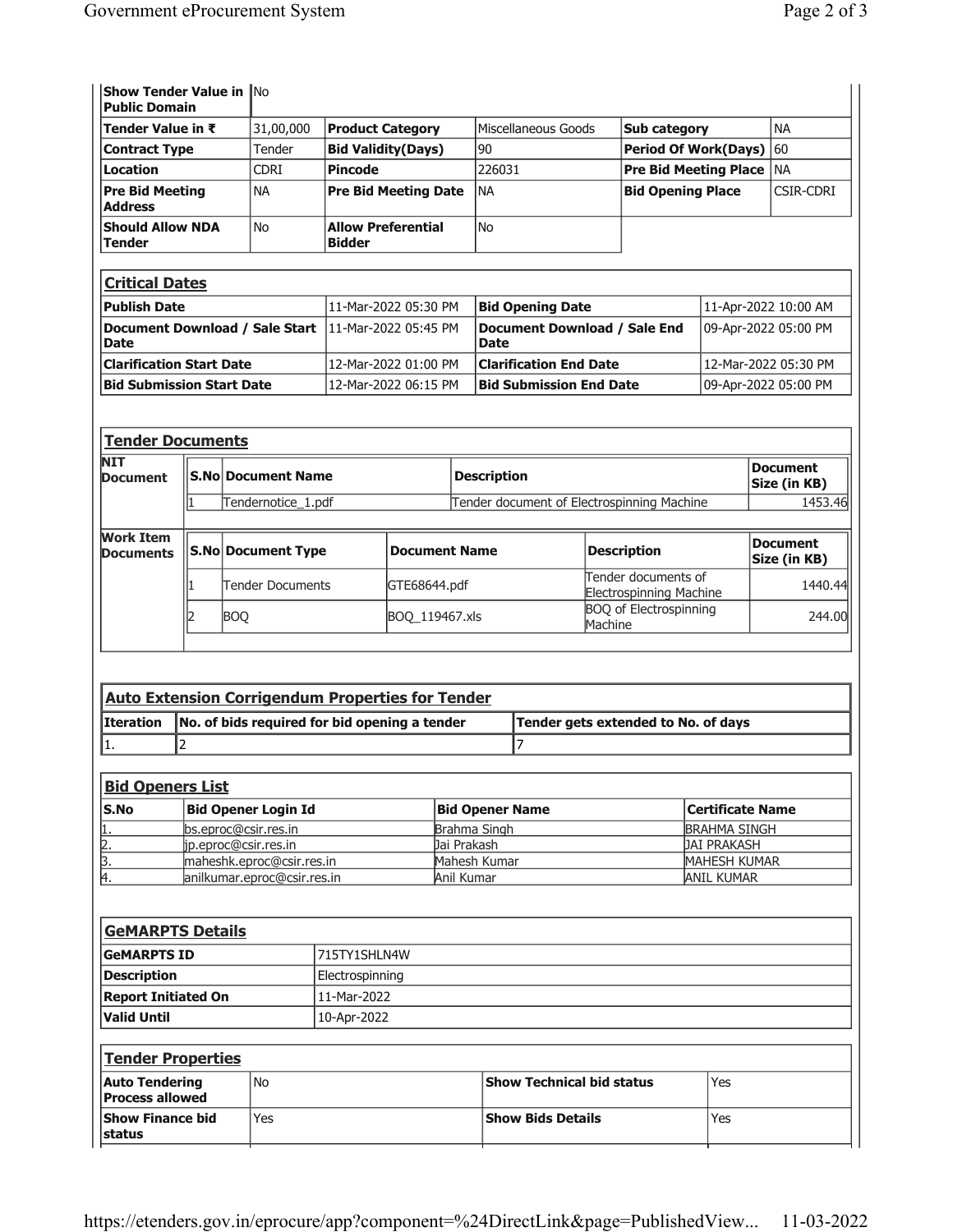| Show Tender Value in Public Domain | No | | | | |
|---|---|---|---|---|---|
| Tender Value in ₹ | 31,00,000 | Product Category | Miscellaneous Goods | Sub category | NA |
| Contract Type | Tender | Bid Validity(Days) | 90 | Period Of Work(Days) | 60 |
| Location | CDRI | Pincode | 226031 | Pre Bid Meeting Place | NA |
| Pre Bid Meeting Address | NA | Pre Bid Meeting Date | NA | Bid Opening Place | CSIR-CDRI |
| Should Allow NDA Tender | No | Allow Preferential Bidder | No | | |

## Critical Dates

| Publish Date | 11-Mar-2022 05:30 PM | Bid Opening Date | 11-Apr-2022 10:00 AM |
|---|---|---|---|
| Document Download / Sale Start Date | 11-Mar-2022 05:45 PM | Document Download / Sale End Date | 09-Apr-2022 05:00 PM |
| Clarification Start Date | 12-Mar-2022 01:00 PM | Clarification End Date | 12-Mar-2022 05:30 PM |
| Bid Submission Start Date | 12-Mar-2022 06:15 PM | Bid Submission End Date | 09-Apr-2022 05:00 PM |

## Tender Documents

**NIT Document**

| S.No | Document Name | Description | Document Size (in KB) |
|---|---|---|---|
| 1 | Tendernotice_1.pdf | Tender document of Electrospinning Machine | 1453.46 |

**Work Item Documents**

| S.No | Document Type | Document Name | Description | Document Size (in KB) |
|---|---|---|---|---|
| 1 | Tender Documents | GTE68644.pdf | Tender documents of Electrospinning Machine | 1440.44 |
| 2 | BOQ | BOQ_119467.xls | BOQ of Electrospinning Machine | 244.00 |

## Auto Extension Corrigendum Properties for Tender

| Iteration | No. of bids required for bid opening a tender | Tender gets extended to No. of days |
|---|---|---|
| 1. | 2 | 7 |

## Bid Openers List

| S.No | Bid Opener Login Id | Bid Opener Name | Certificate Name |
|---|---|---|---|
| 1. | bs.eproc@csir.res.in | Brahma Singh | BRAHMA SINGH |
| 2. | jp.eproc@csir.res.in | Jai Prakash | JAI PRAKASH |
| 3. | maheshk.eproc@csir.res.in | Mahesh Kumar | MAHESH KUMAR |
| 4. | anilkumar.eproc@csir.res.in | Anil Kumar | ANIL KUMAR |

## GeMARPTS Details

| GeMARPTS ID | 715TY1SHLN4W |
|---|---|
| Description | Electrospinning |
| Report Initiated On | 11-Mar-2022 |
| Valid Until | 10-Apr-2022 |

## Tender Properties

| Auto Tendering Process allowed | No | Show Technical bid status | Yes |
|---|---|---|---|
| Show Finance bid status | Yes | Show Bids Details | Yes |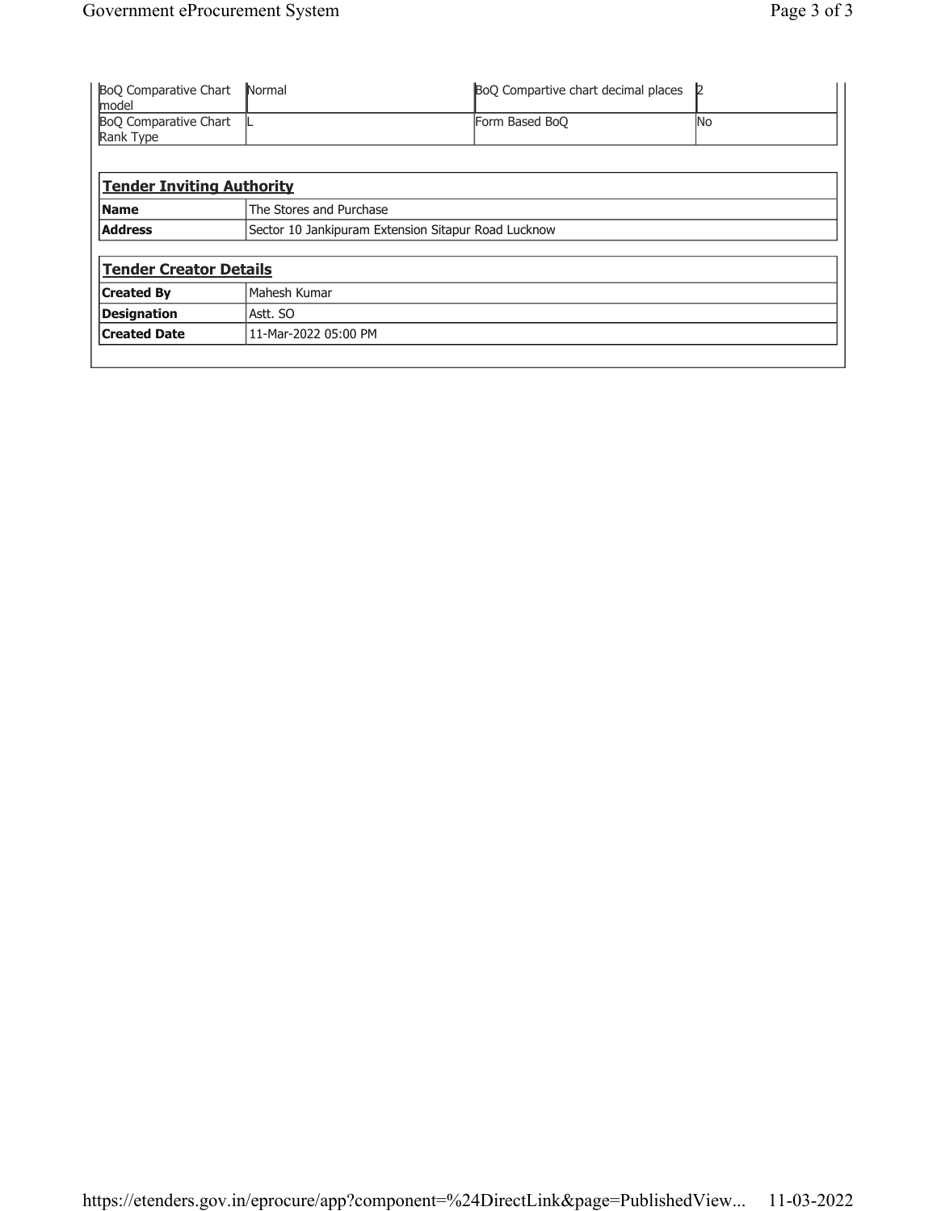| | | | |
|---|---|---|---|
| BoQ Comparative Chart model | Normal | BoQ Compartive chart decimal places | 2 |
| BoQ Comparative Chart Rank Type | L | Form Based BoQ | No |

## Tender Inviting Authority

| | |
|---|---|
| **Name** | The Stores and Purchase |
| **Address** | Sector 10 Jankipuram Extension Sitapur Road Lucknow |

## Tender Creator Details

| | |
|---|---|
| **Created By** | Mahesh Kumar |
| **Designation** | Astt. SO |
| **Created Date** | 11-Mar-2022 05:00 PM |